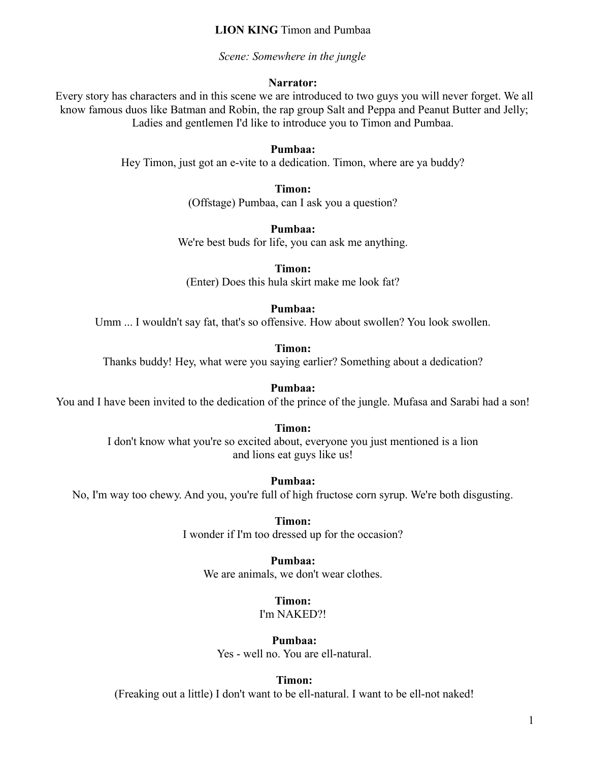**LION KING** Timon and Pumbaa

*Scene: Somewhere in the jungle*

**Narrator:**
Every story has characters and in this scene we are introduced to two guys you will never forget. We all know famous duos like Batman and Robin, the rap group Salt and Peppa and Peanut Butter and Jelly; Ladies and gentlemen I'd like to introduce you to Timon and Pumbaa.

**Pumbaa:**
Hey Timon, just got an e-vite to a dedication. Timon, where are ya buddy?

**Timon:**
(Offstage) Pumbaa, can I ask you a question?

**Pumbaa:**
We're best buds for life, you can ask me anything.

**Timon:**
(Enter) Does this hula skirt make me look fat?

**Pumbaa:**
Umm ... I wouldn't say fat, that's so offensive. How about swollen? You look swollen.

**Timon:**
Thanks buddy! Hey, what were you saying earlier? Something about a dedication?

**Pumbaa:**
You and I have been invited to the dedication of the prince of the jungle. Mufasa and Sarabi had a son!

**Timon:**
I don't know what you're so excited about, everyone you just mentioned is a lion and lions eat guys like us!

**Pumbaa:**
No, I'm way too chewy. And you, you're full of high fructose corn syrup. We're both disgusting.

**Timon:**
I wonder if I'm too dressed up for the occasion?

**Pumbaa:**
We are animals, we don't wear clothes.

**Timon:**
I'm NAKED?!

**Pumbaa:**
Yes - well no. You are ell-natural.

**Timon:**
(Freaking out a little) I don't want to be ell-natural. I want to be ell-not naked!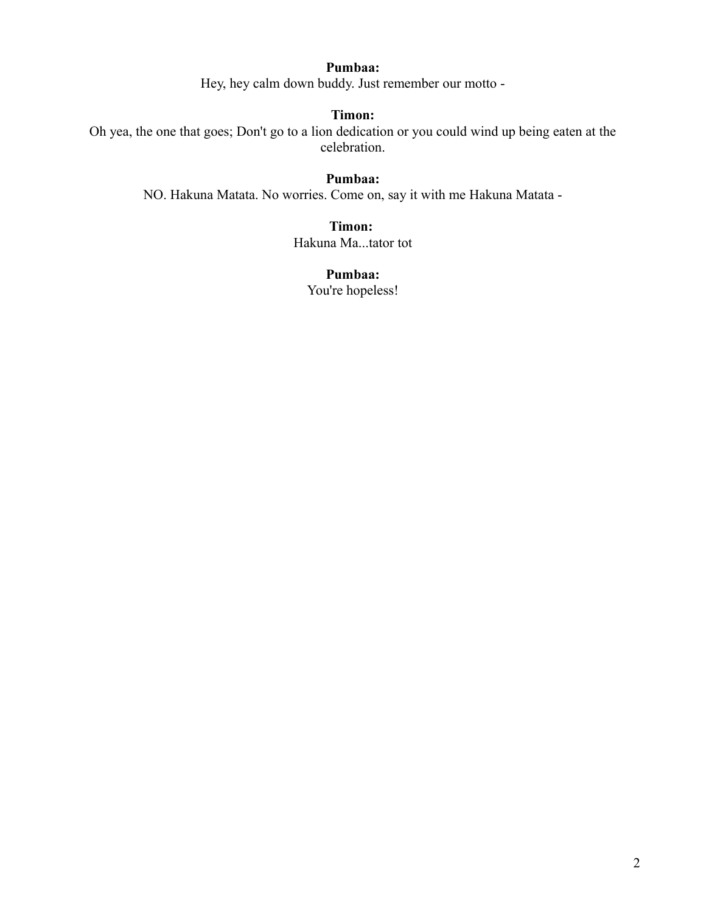**Pumbaa:**
Hey, hey calm down buddy. Just remember our motto -

**Timon:**
Oh yea, the one that goes; Don't go to a lion dedication or you could wind up being eaten at the celebration.

**Pumbaa:**
NO. Hakuna Matata. No worries. Come on, say it with me Hakuna Matata -

**Timon:**
Hakuna Ma...tator tot

**Pumbaa:**
You're hopeless!